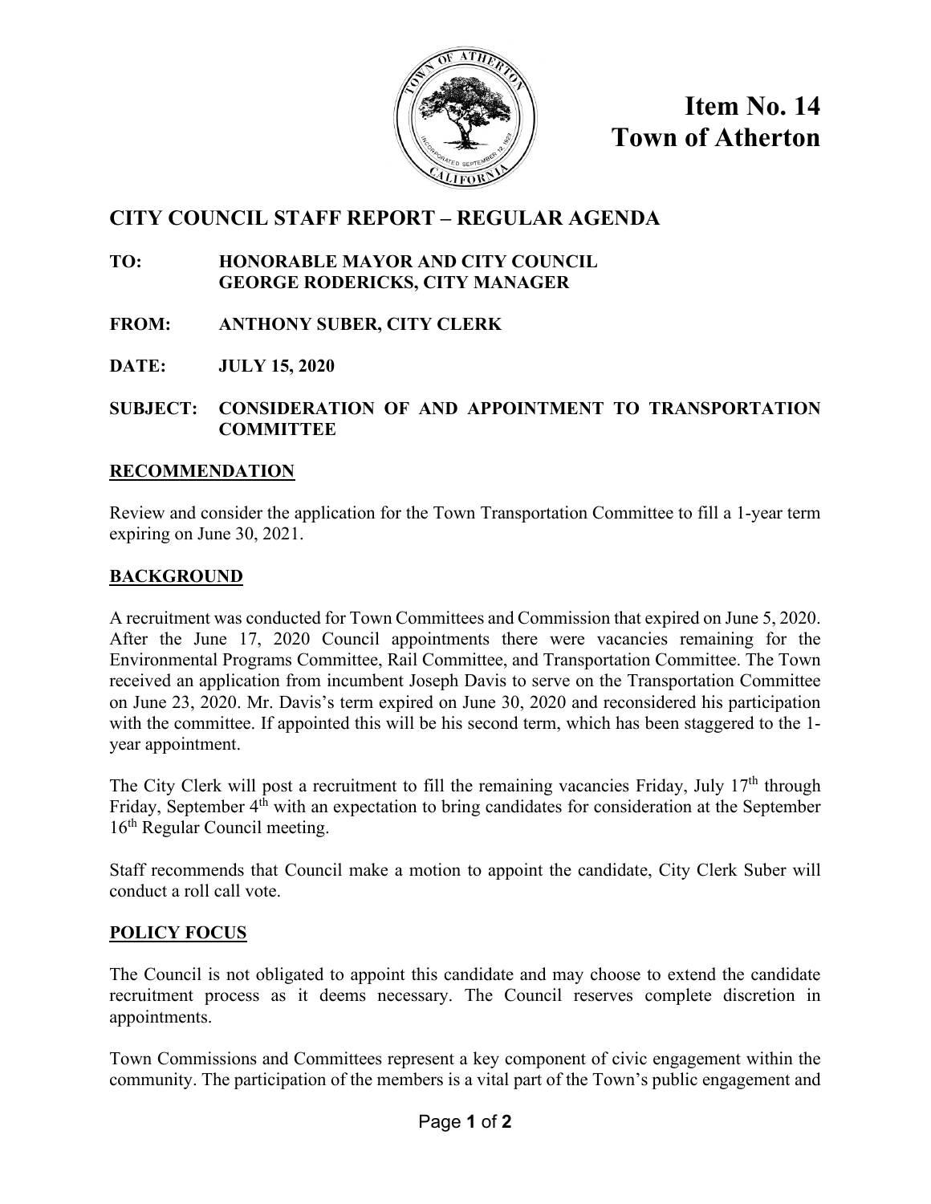**Item No. 14**
**Town of Atherton**

## CITY COUNCIL STAFF REPORT – REGULAR AGENDA

**TO:** HONORABLE MAYOR AND CITY COUNCIL
GEORGE RODERICKS, CITY MANAGER

**FROM:** ANTHONY SUBER, CITY CLERK

**DATE:** JULY 15, 2020

**SUBJECT:** CONSIDERATION OF AND APPOINTMENT TO TRANSPORTATION COMMITTEE

### RECOMMENDATION

Review and consider the application for the Town Transportation Committee to fill a 1-year term expiring on June 30, 2021.

### BACKGROUND

A recruitment was conducted for Town Committees and Commission that expired on June 5, 2020. After the June 17, 2020 Council appointments there were vacancies remaining for the Environmental Programs Committee, Rail Committee, and Transportation Committee. The Town received an application from incumbent Joseph Davis to serve on the Transportation Committee on June 23, 2020. Mr. Davis's term expired on June 30, 2020 and reconsidered his participation with the committee. If appointed this will be his second term, which has been staggered to the 1-year appointment.

The City Clerk will post a recruitment to fill the remaining vacancies Friday, July 17th through Friday, September 4th with an expectation to bring candidates for consideration at the September 16th Regular Council meeting.

Staff recommends that Council make a motion to appoint the candidate, City Clerk Suber will conduct a roll call vote.

### POLICY FOCUS

The Council is not obligated to appoint this candidate and may choose to extend the candidate recruitment process as it deems necessary. The Council reserves complete discretion in appointments.

Town Commissions and Committees represent a key component of civic engagement within the community. The participation of the members is a vital part of the Town's public engagement and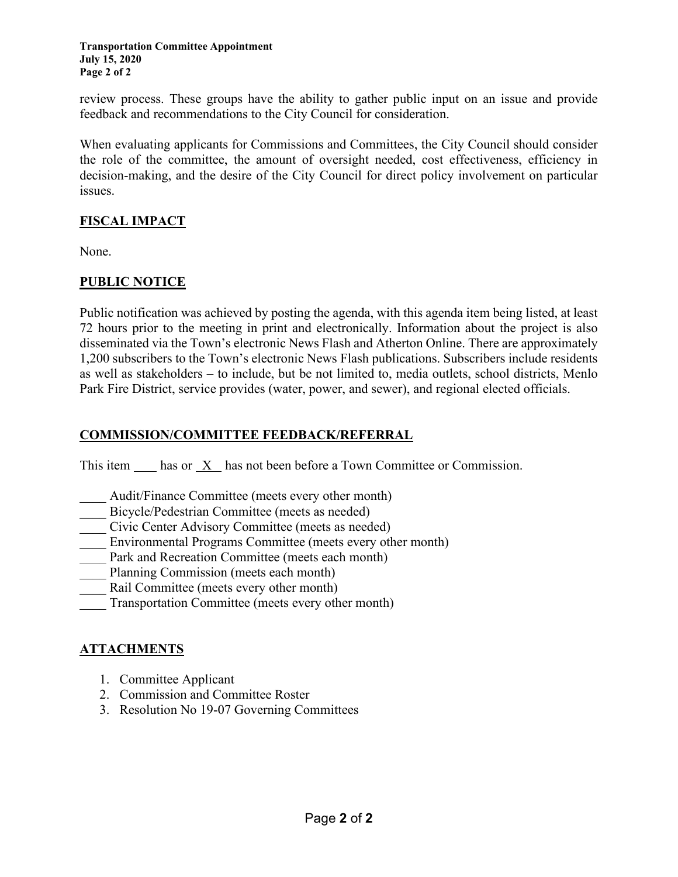review process. These groups have the ability to gather public input on an issue and provide feedback and recommendations to the City Council for consideration.

When evaluating applicants for Commissions and Committees, the City Council should consider the role of the committee, the amount of oversight needed, cost effectiveness, efficiency in decision-making, and the desire of the City Council for direct policy involvement on particular issues.

## FISCAL IMPACT

None.

## PUBLIC NOTICE

Public notification was achieved by posting the agenda, with this agenda item being listed, at least 72 hours prior to the meeting in print and electronically. Information about the project is also disseminated via the Town's electronic News Flash and Atherton Online. There are approximately 1,200 subscribers to the Town's electronic News Flash publications. Subscribers include residents as well as stakeholders – to include, but be not limited to, media outlets, school districts, Menlo Park Fire District, service provides (water, power, and sewer), and regional elected officials.

## COMMISSION/COMMITTEE FEEDBACK/REFERRAL

This item ____ has or _X_ has not been before a Town Committee or Commission.

____ Audit/Finance Committee (meets every other month)
____ Bicycle/Pedestrian Committee (meets as needed)
____ Civic Center Advisory Committee (meets as needed)
____ Environmental Programs Committee (meets every other month)
____ Park and Recreation Committee (meets each month)
____ Planning Commission (meets each month)
____ Rail Committee (meets every other month)
____ Transportation Committee (meets every other month)

## ATTACHMENTS

1. Committee Applicant
2. Commission and Committee Roster
3. Resolution No 19-07 Governing Committees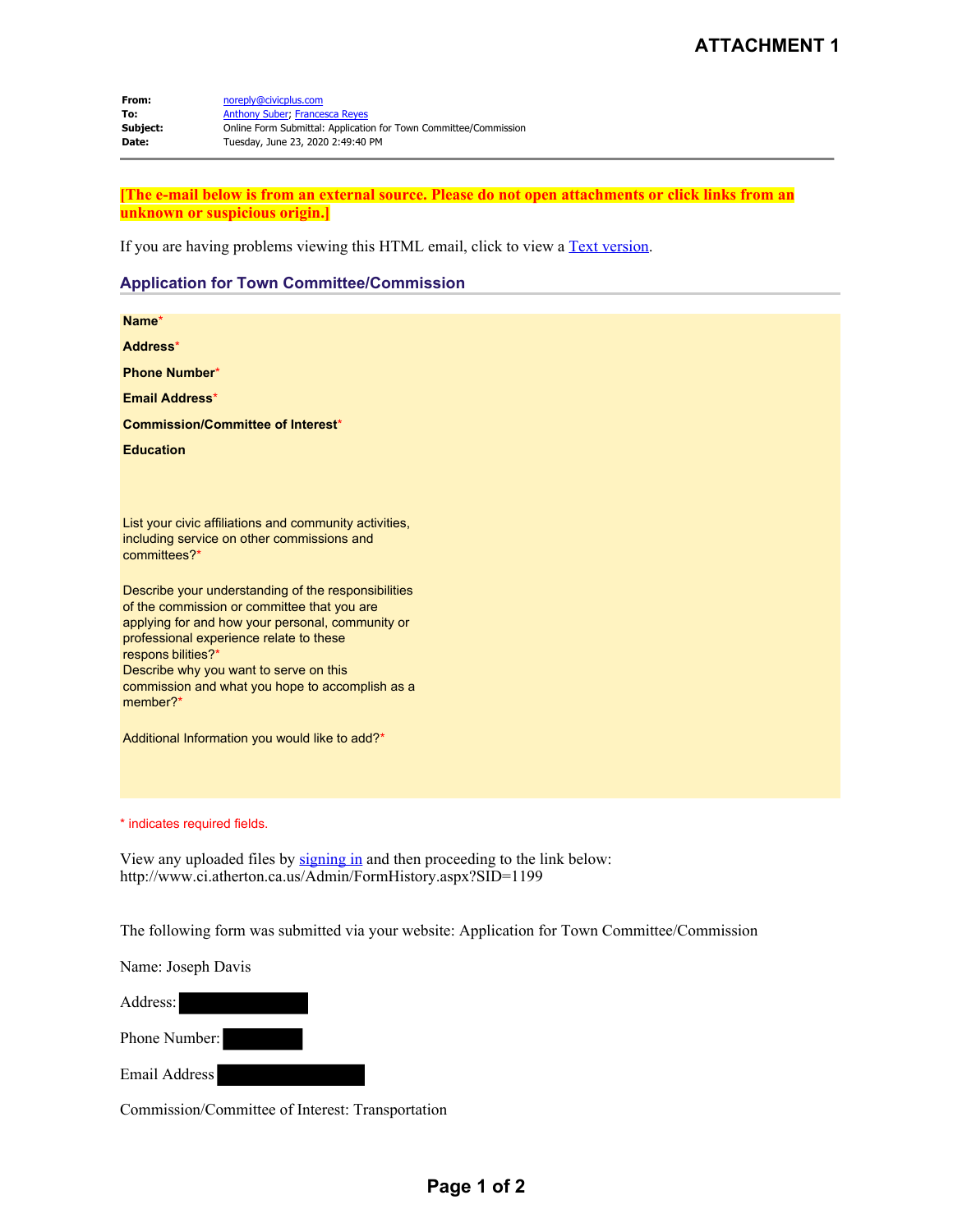# ATTACHMENT 1

**From:** noreply@civicplus.com
**To:** Anthony Suber; Francesca Reyes
**Subject:** Online Form Submittal: Application for Town Committee/Commission
**Date:** Tuesday, June 23, 2020 2:49:40 PM

---

**[The e-mail below is from an external source. Please do not open attachments or click links from an unknown or suspicious origin.]**

If you are having problems viewing this HTML email, click to view a Text version.

## Application for Town Committee/Commission

**Name***

**Address***

**Phone Number***

**Email Address***

**Commission/Committee of Interest***

**Education**

List your civic affiliations and community activities, including service on other commissions and committees?*

Describe your understanding of the responsibilities of the commission or committee that you are applying for and how your personal, community or professional experience relate to these respons bilities?*

Describe why you want to serve on this commission and what you hope to accomplish as a member?*

Additional Information you would like to add?*

* indicates required fields.

View any uploaded files by signing in and then proceeding to the link below:
http://www.ci.atherton.ca.us/Admin/FormHistory.aspx?SID=1199

The following form was submitted via your website: Application for Town Committee/Commission

Name: Joseph Davis

Address: [REDACTED]

Phone Number: [REDACTED]

Email Address [REDACTED]

Commission/Committee of Interest: Transportation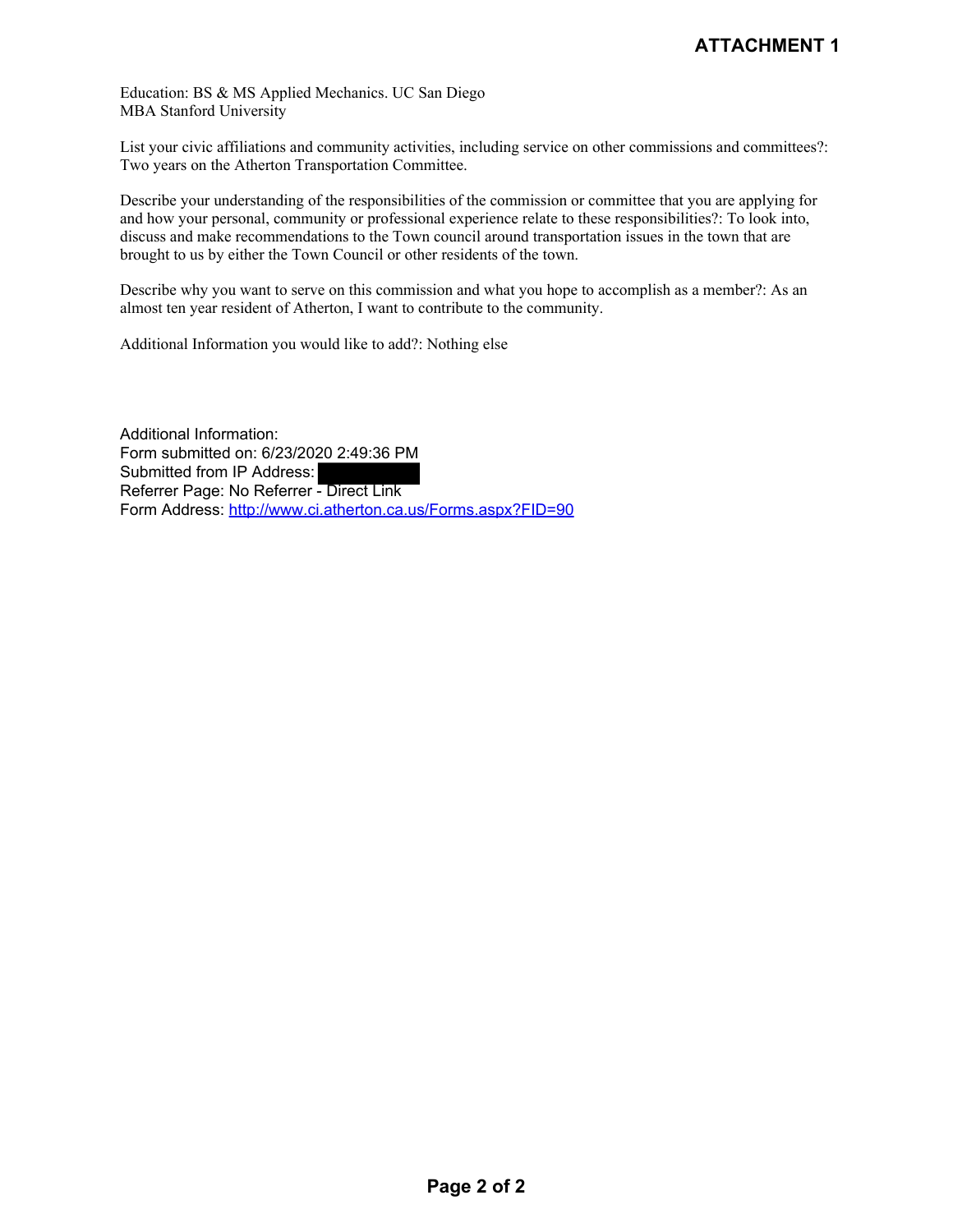**ATTACHMENT 1**

Education: BS & MS Applied Mechanics. UC San Diego
MBA Stanford University

List your civic affiliations and community activities, including service on other commissions and committees?: Two years on the Atherton Transportation Committee.

Describe your understanding of the responsibilities of the commission or committee that you are applying for and how your personal, community or professional experience relate to these responsibilities?: To look into, discuss and make recommendations to the Town council around transportation issues in the town that are brought to us by either the Town Council or other residents of the town.

Describe why you want to serve on this commission and what you hope to accomplish as a member?: As an almost ten year resident of Atherton, I want to contribute to the community.

Additional Information you would like to add?: Nothing else

Additional Information:
Form submitted on: 6/23/2020 2:49:36 PM
Submitted from IP Address: [REDACTED]
Referrer Page: No Referrer - Direct Link
Form Address: http://www.ci.atherton.ca.us/Forms.aspx?FID=90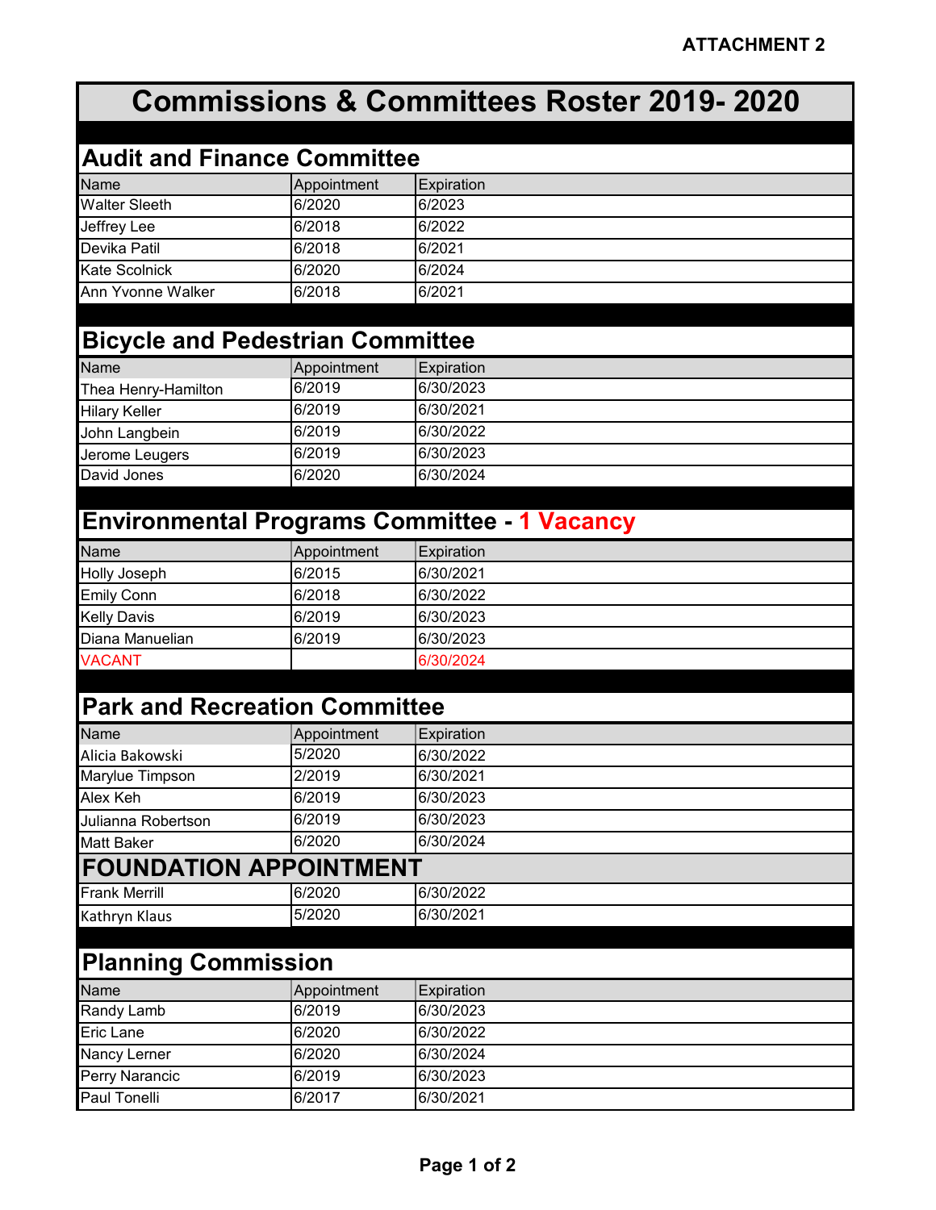ATTACHMENT 2

# Commissions & Committees Roster 2019- 2020

## Audit and Finance Committee

| Name | Appointment | Expiration |
|---|---|---|
| Walter Sleeth | 6/2020 | 6/2023 |
| Jeffrey Lee | 6/2018 | 6/2022 |
| Devika Patil | 6/2018 | 6/2021 |
| Kate Scolnick | 6/2020 | 6/2024 |
| Ann Yvonne Walker | 6/2018 | 6/2021 |

## Bicycle and Pedestrian Committee

| Name | Appointment | Expiration |
|---|---|---|
| Thea Henry-Hamilton | 6/2019 | 6/30/2023 |
| Hilary Keller | 6/2019 | 6/30/2021 |
| John Langbein | 6/2019 | 6/30/2022 |
| Jerome Leugers | 6/2019 | 6/30/2023 |
| David Jones | 6/2020 | 6/30/2024 |

## Environmental Programs Committee - 1 Vacancy

| Name | Appointment | Expiration |
|---|---|---|
| Holly Joseph | 6/2015 | 6/30/2021 |
| Emily Conn | 6/2018 | 6/30/2022 |
| Kelly Davis | 6/2019 | 6/30/2023 |
| Diana Manuelian | 6/2019 | 6/30/2023 |
| VACANT | | 6/30/2024 |

## Park and Recreation Committee

| Name | Appointment | Expiration |
|---|---|---|
| Alicia Bakowski | 5/2020 | 6/30/2022 |
| Marylue Timpson | 2/2019 | 6/30/2021 |
| Alex Keh | 6/2019 | 6/30/2023 |
| Julianna Robertson | 6/2019 | 6/30/2023 |
| Matt Baker | 6/2020 | 6/30/2024 |

### FOUNDATION APPOINTMENT

| Name | Appointment | Expiration |
|---|---|---|
| Frank Merrill | 6/2020 | 6/30/2022 |
| Kathryn Klaus | 5/2020 | 6/30/2021 |

## Planning Commission

| Name | Appointment | Expiration |
|---|---|---|
| Randy Lamb | 6/2019 | 6/30/2023 |
| Eric Lane | 6/2020 | 6/30/2022 |
| Nancy Lerner | 6/2020 | 6/30/2024 |
| Perry Narancic | 6/2019 | 6/30/2023 |
| Paul Tonelli | 6/2017 | 6/30/2021 |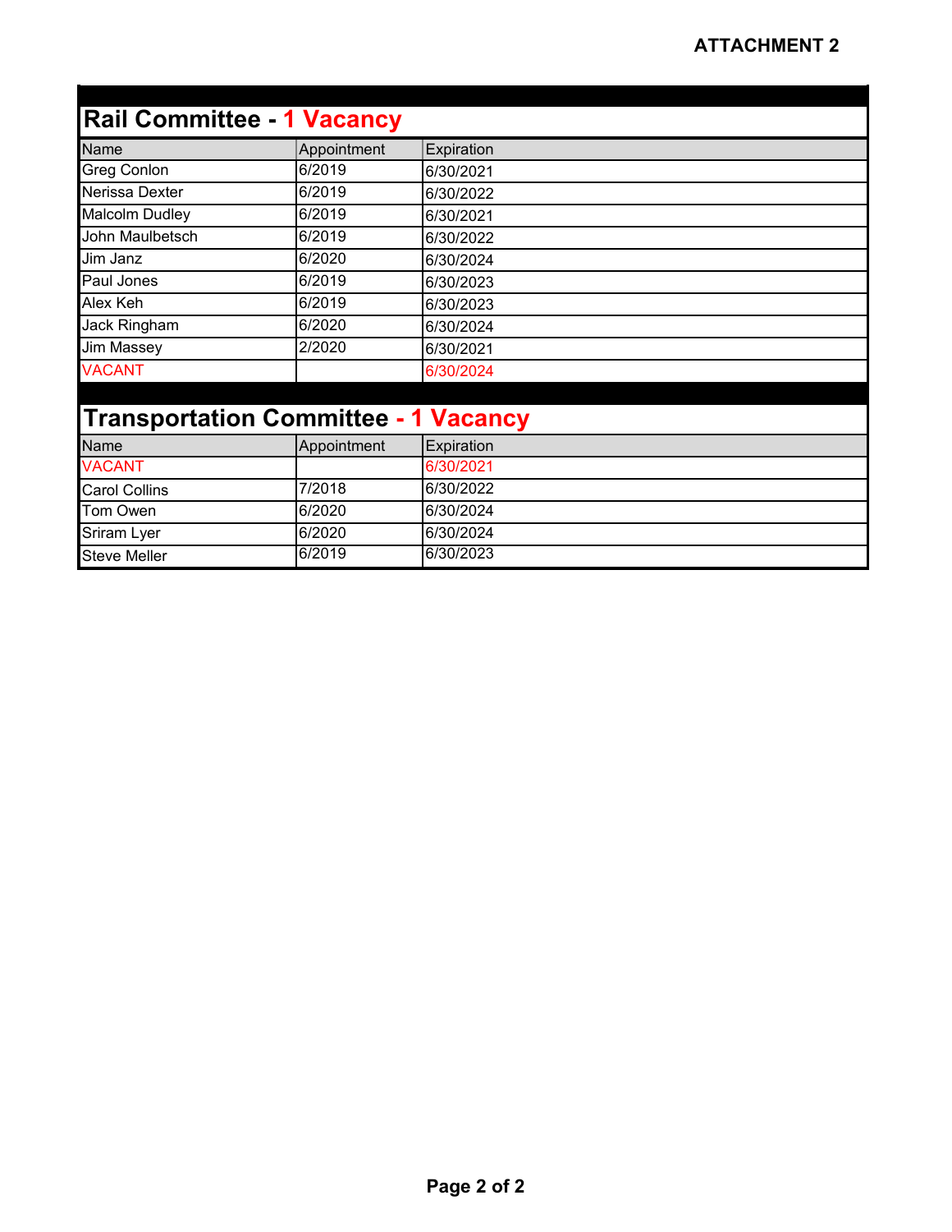ATTACHMENT 2

## Rail Committee - 1 Vacancy

| Name | Appointment | Expiration |
|---|---|---|
| Greg Conlon | 6/2019 | 6/30/2021 |
| Nerissa Dexter | 6/2019 | 6/30/2022 |
| Malcolm Dudley | 6/2019 | 6/30/2021 |
| John Maulbetsch | 6/2019 | 6/30/2022 |
| Jim Janz | 6/2020 | 6/30/2024 |
| Paul Jones | 6/2019 | 6/30/2023 |
| Alex Keh | 6/2019 | 6/30/2023 |
| Jack Ringham | 6/2020 | 6/30/2024 |
| Jim Massey | 2/2020 | 6/30/2021 |
| VACANT | | 6/30/2024 |

## Transportation Committee - 1 Vacancy

| Name | Appointment | Expiration |
|---|---|---|
| VACANT | | 6/30/2021 |
| Carol Collins | 7/2018 | 6/30/2022 |
| Tom Owen | 6/2020 | 6/30/2024 |
| Sriram Lyer | 6/2020 | 6/30/2024 |
| Steve Meller | 6/2019 | 6/30/2023 |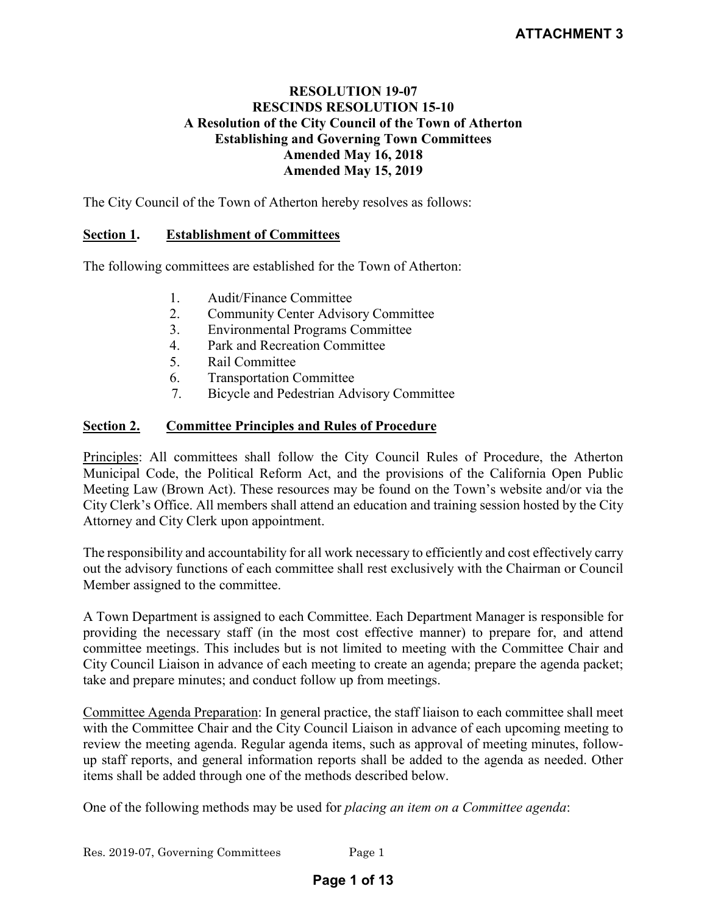**ATTACHMENT 3**

# RESOLUTION 19-07
## RESCINDS RESOLUTION 15-10
## A Resolution of the City Council of the Town of Atherton Establishing and Governing Town Committees
## Amended May 16, 2018
## Amended May 15, 2019

The City Council of the Town of Atherton hereby resolves as follows:

### Section 1. Establishment of Committees

The following committees are established for the Town of Atherton:

1. Audit/Finance Committee
2. Community Center Advisory Committee
3. Environmental Programs Committee
4. Park and Recreation Committee
5. Rail Committee
6. Transportation Committee
7. Bicycle and Pedestrian Advisory Committee

### Section 2. Committee Principles and Rules of Procedure

Principles: All committees shall follow the City Council Rules of Procedure, the Atherton Municipal Code, the Political Reform Act, and the provisions of the California Open Public Meeting Law (Brown Act). These resources may be found on the Town's website and/or via the City Clerk's Office. All members shall attend an education and training session hosted by the City Attorney and City Clerk upon appointment.

The responsibility and accountability for all work necessary to efficiently and cost effectively carry out the advisory functions of each committee shall rest exclusively with the Chairman or Council Member assigned to the committee.

A Town Department is assigned to each Committee. Each Department Manager is responsible for providing the necessary staff (in the most cost effective manner) to prepare for, and attend committee meetings. This includes but is not limited to meeting with the Committee Chair and City Council Liaison in advance of each meeting to create an agenda; prepare the agenda packet; take and prepare minutes; and conduct follow up from meetings.

Committee Agenda Preparation: In general practice, the staff liaison to each committee shall meet with the Committee Chair and the City Council Liaison in advance of each upcoming meeting to review the meeting agenda. Regular agenda items, such as approval of meeting minutes, follow-up staff reports, and general information reports shall be added to the agenda as needed. Other items shall be added through one of the methods described below.

One of the following methods may be used for *placing an item on a Committee agenda*:

Res. 2019-07, Governing Committees Page 1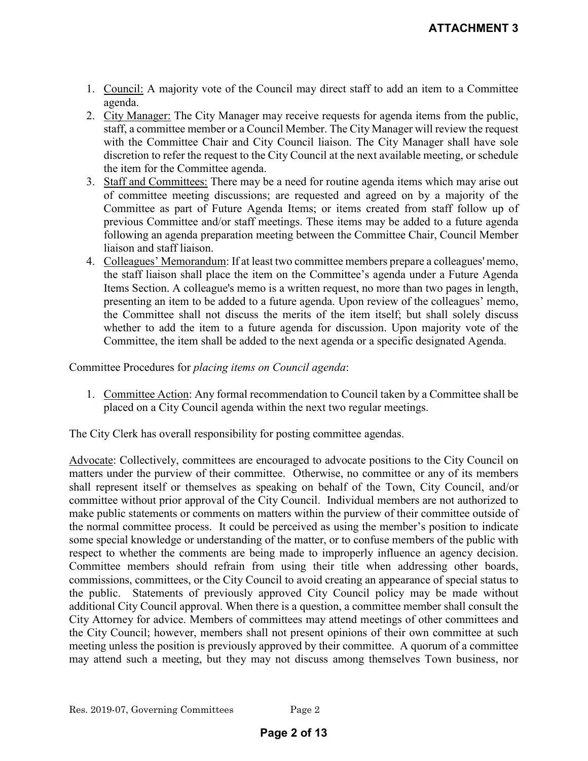**ATTACHMENT 3**

1. Council: A majority vote of the Council may direct staff to add an item to a Committee agenda.
2. City Manager: The City Manager may receive requests for agenda items from the public, staff, a committee member or a Council Member. The City Manager will review the request with the Committee Chair and City Council liaison. The City Manager shall have sole discretion to refer the request to the City Council at the next available meeting, or schedule the item for the Committee agenda.
3. Staff and Committees: There may be a need for routine agenda items which may arise out of committee meeting discussions; are requested and agreed on by a majority of the Committee as part of Future Agenda Items; or items created from staff follow up of previous Committee and/or staff meetings. These items may be added to a future agenda following an agenda preparation meeting between the Committee Chair, Council Member liaison and staff liaison.
4. Colleagues' Memorandum: If at least two committee members prepare a colleagues' memo, the staff liaison shall place the item on the Committee's agenda under a Future Agenda Items Section. A colleague's memo is a written request, no more than two pages in length, presenting an item to be added to a future agenda. Upon review of the colleagues' memo, the Committee shall not discuss the merits of the item itself; but shall solely discuss whether to add the item to a future agenda for discussion. Upon majority vote of the Committee, the item shall be added to the next agenda or a specific designated Agenda.

Committee Procedures for *placing items on Council agenda*:

1. Committee Action: Any formal recommendation to Council taken by a Committee shall be placed on a City Council agenda within the next two regular meetings.

The City Clerk has overall responsibility for posting committee agendas.

Advocate: Collectively, committees are encouraged to advocate positions to the City Council on matters under the purview of their committee. Otherwise, no committee or any of its members shall represent itself or themselves as speaking on behalf of the Town, City Council, and/or committee without prior approval of the City Council. Individual members are not authorized to make public statements or comments on matters within the purview of their committee outside of the normal committee process. It could be perceived as using the member's position to indicate some special knowledge or understanding of the matter, or to confuse members of the public with respect to whether the comments are being made to improperly influence an agency decision. Committee members should refrain from using their title when addressing other boards, commissions, committees, or the City Council to avoid creating an appearance of special status to the public. Statements of previously approved City Council policy may be made without additional City Council approval. When there is a question, a committee member shall consult the City Attorney for advice. Members of committees may attend meetings of other committees and the City Council; however, members shall not present opinions of their own committee at such meeting unless the position is previously approved by their committee. A quorum of a committee may attend such a meeting, but they may not discuss among themselves Town business, nor

Res. 2019-07, Governing Committees Page 2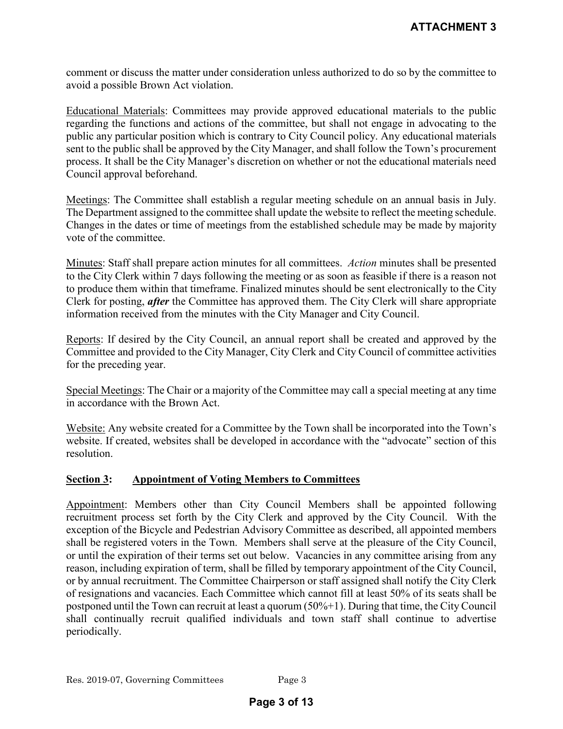comment or discuss the matter under consideration unless authorized to do so by the committee to avoid a possible Brown Act violation.

Educational Materials: Committees may provide approved educational materials to the public regarding the functions and actions of the committee, but shall not engage in advocating to the public any particular position which is contrary to City Council policy. Any educational materials sent to the public shall be approved by the City Manager, and shall follow the Town's procurement process. It shall be the City Manager's discretion on whether or not the educational materials need Council approval beforehand.

Meetings: The Committee shall establish a regular meeting schedule on an annual basis in July. The Department assigned to the committee shall update the website to reflect the meeting schedule. Changes in the dates or time of meetings from the established schedule may be made by majority vote of the committee.

Minutes: Staff shall prepare action minutes for all committees. *Action* minutes shall be presented to the City Clerk within 7 days following the meeting or as soon as feasible if there is a reason not to produce them within that timeframe. Finalized minutes should be sent electronically to the City Clerk for posting, ***after*** the Committee has approved them. The City Clerk will share appropriate information received from the minutes with the City Manager and City Council.

Reports: If desired by the City Council, an annual report shall be created and approved by the Committee and provided to the City Manager, City Clerk and City Council of committee activities for the preceding year.

Special Meetings: The Chair or a majority of the Committee may call a special meeting at any time in accordance with the Brown Act.

Website: Any website created for a Committee by the Town shall be incorporated into the Town's website. If created, websites shall be developed in accordance with the "advocate" section of this resolution.

## Section 3: Appointment of Voting Members to Committees

Appointment: Members other than City Council Members shall be appointed following recruitment process set forth by the City Clerk and approved by the City Council. With the exception of the Bicycle and Pedestrian Advisory Committee as described, all appointed members shall be registered voters in the Town. Members shall serve at the pleasure of the City Council, or until the expiration of their terms set out below. Vacancies in any committee arising from any reason, including expiration of term, shall be filled by temporary appointment of the City Council, or by annual recruitment. The Committee Chairperson or staff assigned shall notify the City Clerk of resignations and vacancies. Each Committee which cannot fill at least 50% of its seats shall be postponed until the Town can recruit at least a quorum (50%+1). During that time, the City Council shall continually recruit qualified individuals and town staff shall continue to advertise periodically.

Res. 2019-07, Governing Committees Page 3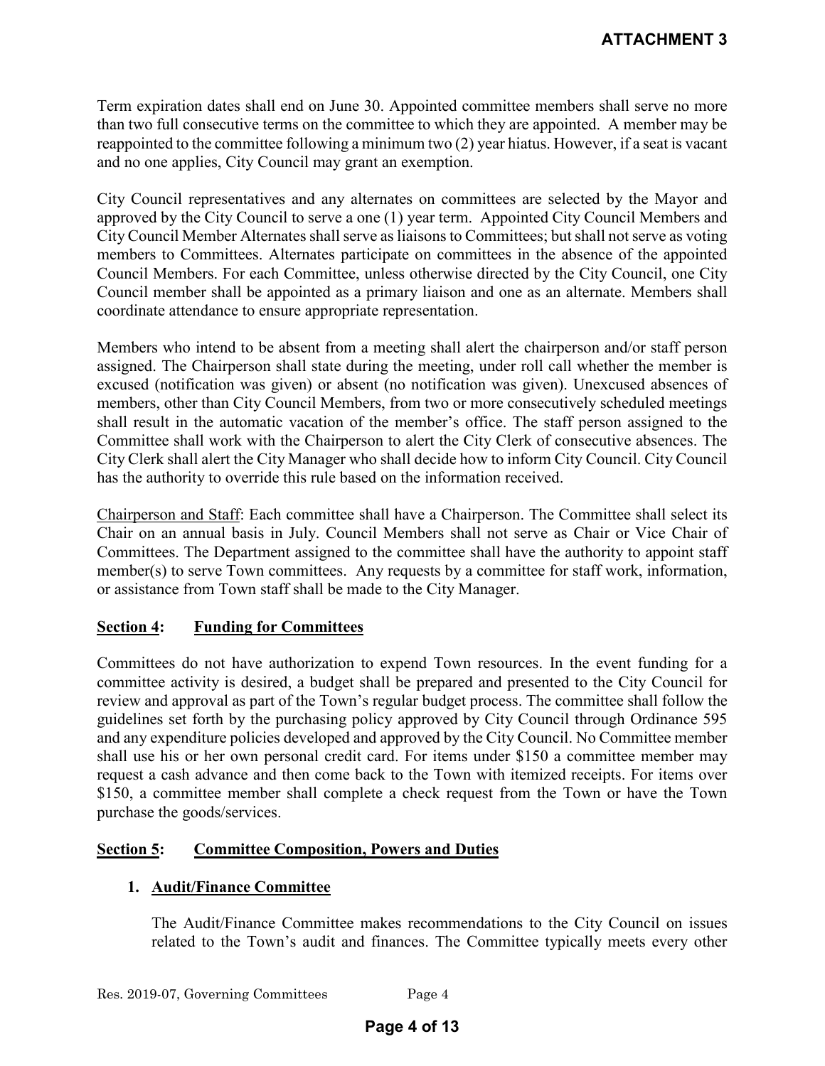Term expiration dates shall end on June 30. Appointed committee members shall serve no more than two full consecutive terms on the committee to which they are appointed. A member may be reappointed to the committee following a minimum two (2) year hiatus. However, if a seat is vacant and no one applies, City Council may grant an exemption.

City Council representatives and any alternates on committees are selected by the Mayor and approved by the City Council to serve a one (1) year term. Appointed City Council Members and City Council Member Alternates shall serve as liaisons to Committees; but shall not serve as voting members to Committees. Alternates participate on committees in the absence of the appointed Council Members. For each Committee, unless otherwise directed by the City Council, one City Council member shall be appointed as a primary liaison and one as an alternate. Members shall coordinate attendance to ensure appropriate representation.

Members who intend to be absent from a meeting shall alert the chairperson and/or staff person assigned. The Chairperson shall state during the meeting, under roll call whether the member is excused (notification was given) or absent (no notification was given). Unexcused absences of members, other than City Council Members, from two or more consecutively scheduled meetings shall result in the automatic vacation of the member's office. The staff person assigned to the Committee shall work with the Chairperson to alert the City Clerk of consecutive absences. The City Clerk shall alert the City Manager who shall decide how to inform City Council. City Council has the authority to override this rule based on the information received.

Chairperson and Staff: Each committee shall have a Chairperson. The Committee shall select its Chair on an annual basis in July. Council Members shall not serve as Chair or Vice Chair of Committees. The Department assigned to the committee shall have the authority to appoint staff member(s) to serve Town committees. Any requests by a committee for staff work, information, or assistance from Town staff shall be made to the City Manager.

## Section 4: Funding for Committees

Committees do not have authorization to expend Town resources. In the event funding for a committee activity is desired, a budget shall be prepared and presented to the City Council for review and approval as part of the Town's regular budget process. The committee shall follow the guidelines set forth by the purchasing policy approved by City Council through Ordinance 595 and any expenditure policies developed and approved by the City Council. No Committee member shall use his or her own personal credit card. For items under $150 a committee member may request a cash advance and then come back to the Town with itemized receipts. For items over $150, a committee member shall complete a check request from the Town or have the Town purchase the goods/services.

## Section 5: Committee Composition, Powers and Duties

### 1. Audit/Finance Committee

The Audit/Finance Committee makes recommendations to the City Council on issues related to the Town's audit and finances. The Committee typically meets every other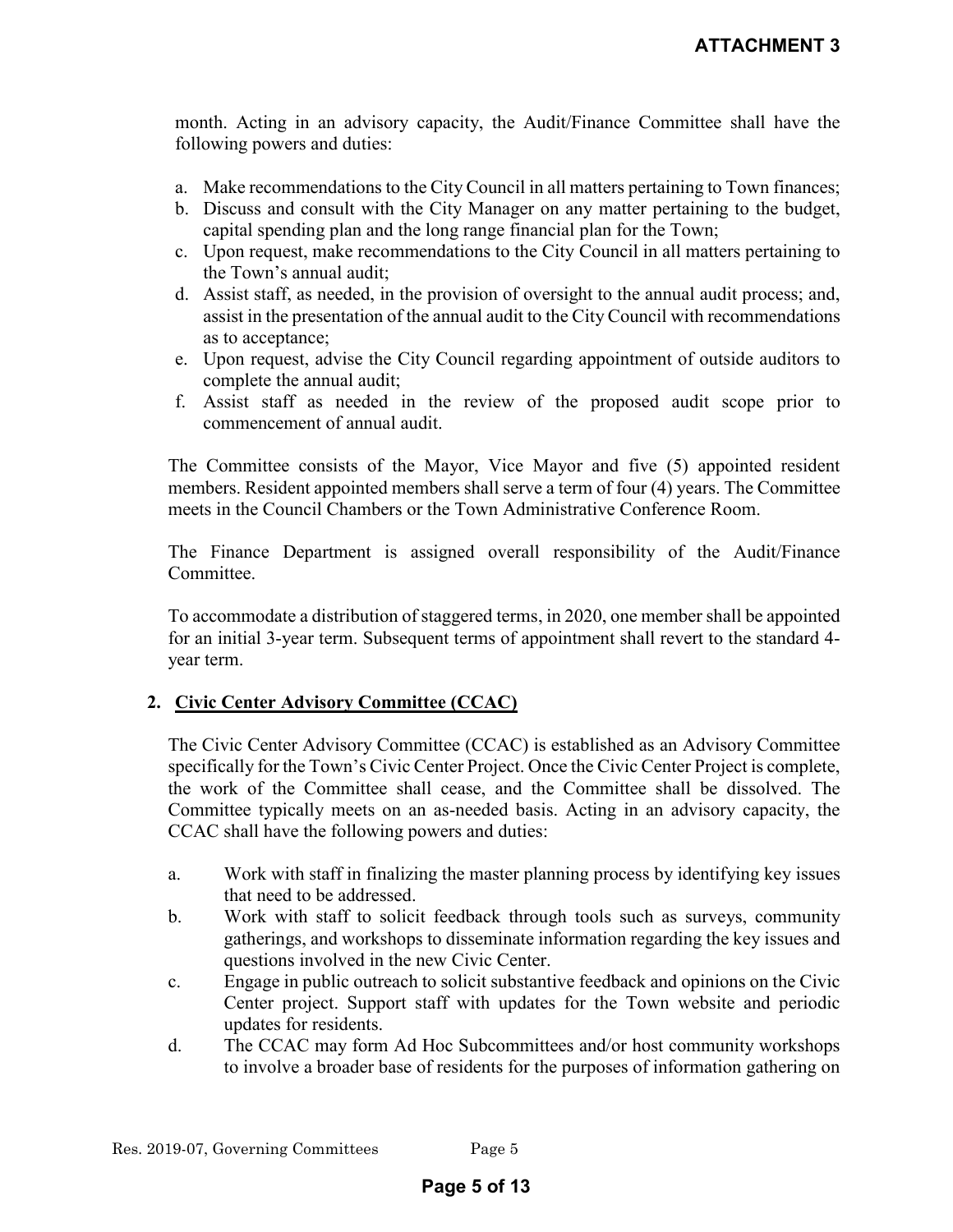month. Acting in an advisory capacity, the Audit/Finance Committee shall have the following powers and duties:

a. Make recommendations to the City Council in all matters pertaining to Town finances;
b. Discuss and consult with the City Manager on any matter pertaining to the budget, capital spending plan and the long range financial plan for the Town;
c. Upon request, make recommendations to the City Council in all matters pertaining to the Town's annual audit;
d. Assist staff, as needed, in the provision of oversight to the annual audit process; and, assist in the presentation of the annual audit to the City Council with recommendations as to acceptance;
e. Upon request, advise the City Council regarding appointment of outside auditors to complete the annual audit;
f. Assist staff as needed in the review of the proposed audit scope prior to commencement of annual audit.

The Committee consists of the Mayor, Vice Mayor and five (5) appointed resident members. Resident appointed members shall serve a term of four (4) years. The Committee meets in the Council Chambers or the Town Administrative Conference Room.

The Finance Department is assigned overall responsibility of the Audit/Finance Committee.

To accommodate a distribution of staggered terms, in 2020, one member shall be appointed for an initial 3-year term. Subsequent terms of appointment shall revert to the standard 4-year term.

**2. Civic Center Advisory Committee (CCAC)**

The Civic Center Advisory Committee (CCAC) is established as an Advisory Committee specifically for the Town's Civic Center Project. Once the Civic Center Project is complete, the work of the Committee shall cease, and the Committee shall be dissolved. The Committee typically meets on an as-needed basis. Acting in an advisory capacity, the CCAC shall have the following powers and duties:

a. Work with staff in finalizing the master planning process by identifying key issues that need to be addressed.
b. Work with staff to solicit feedback through tools such as surveys, community gatherings, and workshops to disseminate information regarding the key issues and questions involved in the new Civic Center.
c. Engage in public outreach to solicit substantive feedback and opinions on the Civic Center project. Support staff with updates for the Town website and periodic updates for residents.
d. The CCAC may form Ad Hoc Subcommittees and/or host community workshops to involve a broader base of residents for the purposes of information gathering on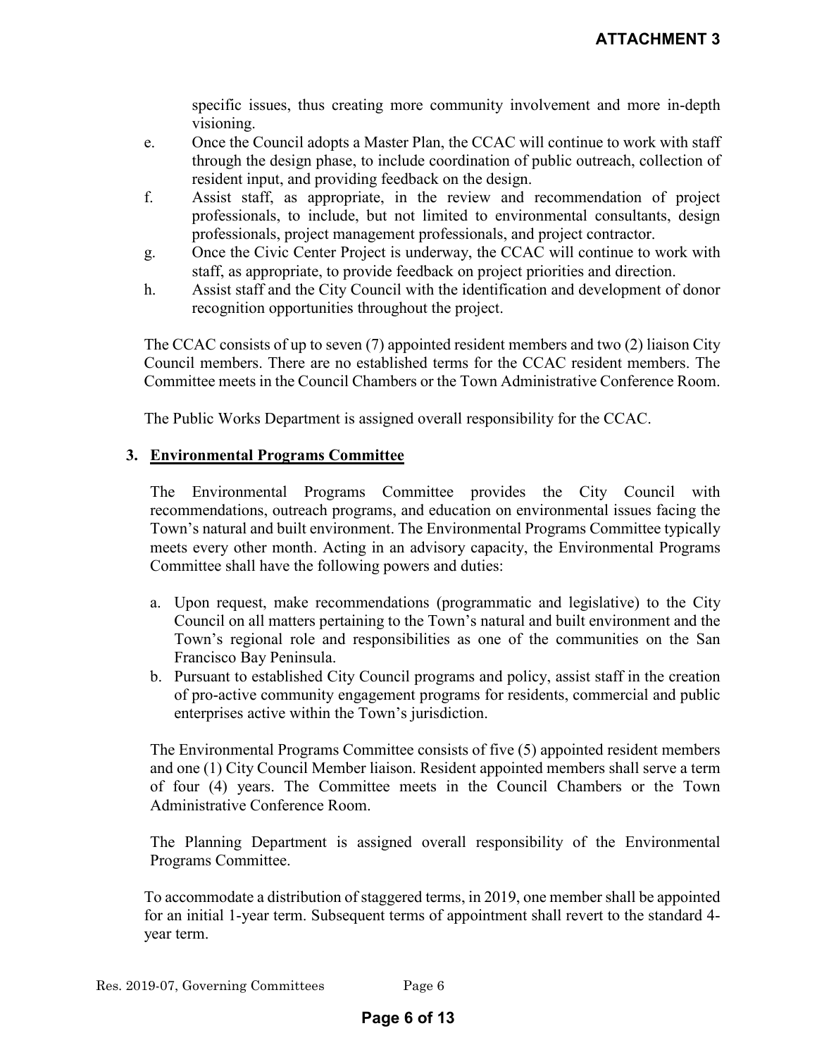specific issues, thus creating more community involvement and more in-depth visioning.

e. Once the Council adopts a Master Plan, the CCAC will continue to work with staff through the design phase, to include coordination of public outreach, collection of resident input, and providing feedback on the design.

f. Assist staff, as appropriate, in the review and recommendation of project professionals, to include, but not limited to environmental consultants, design professionals, project management professionals, and project contractor.

g. Once the Civic Center Project is underway, the CCAC will continue to work with staff, as appropriate, to provide feedback on project priorities and direction.

h. Assist staff and the City Council with the identification and development of donor recognition opportunities throughout the project.

The CCAC consists of up to seven (7) appointed resident members and two (2) liaison City Council members. There are no established terms for the CCAC resident members. The Committee meets in the Council Chambers or the Town Administrative Conference Room.

The Public Works Department is assigned overall responsibility for the CCAC.

## 3. Environmental Programs Committee

The Environmental Programs Committee provides the City Council with recommendations, outreach programs, and education on environmental issues facing the Town's natural and built environment. The Environmental Programs Committee typically meets every other month. Acting in an advisory capacity, the Environmental Programs Committee shall have the following powers and duties:

a. Upon request, make recommendations (programmatic and legislative) to the City Council on all matters pertaining to the Town's natural and built environment and the Town's regional role and responsibilities as one of the communities on the San Francisco Bay Peninsula.

b. Pursuant to established City Council programs and policy, assist staff in the creation of pro-active community engagement programs for residents, commercial and public enterprises active within the Town's jurisdiction.

The Environmental Programs Committee consists of five (5) appointed resident members and one (1) City Council Member liaison. Resident appointed members shall serve a term of four (4) years. The Committee meets in the Council Chambers or the Town Administrative Conference Room.

The Planning Department is assigned overall responsibility of the Environmental Programs Committee.

To accommodate a distribution of staggered terms, in 2019, one member shall be appointed for an initial 1-year term. Subsequent terms of appointment shall revert to the standard 4-year term.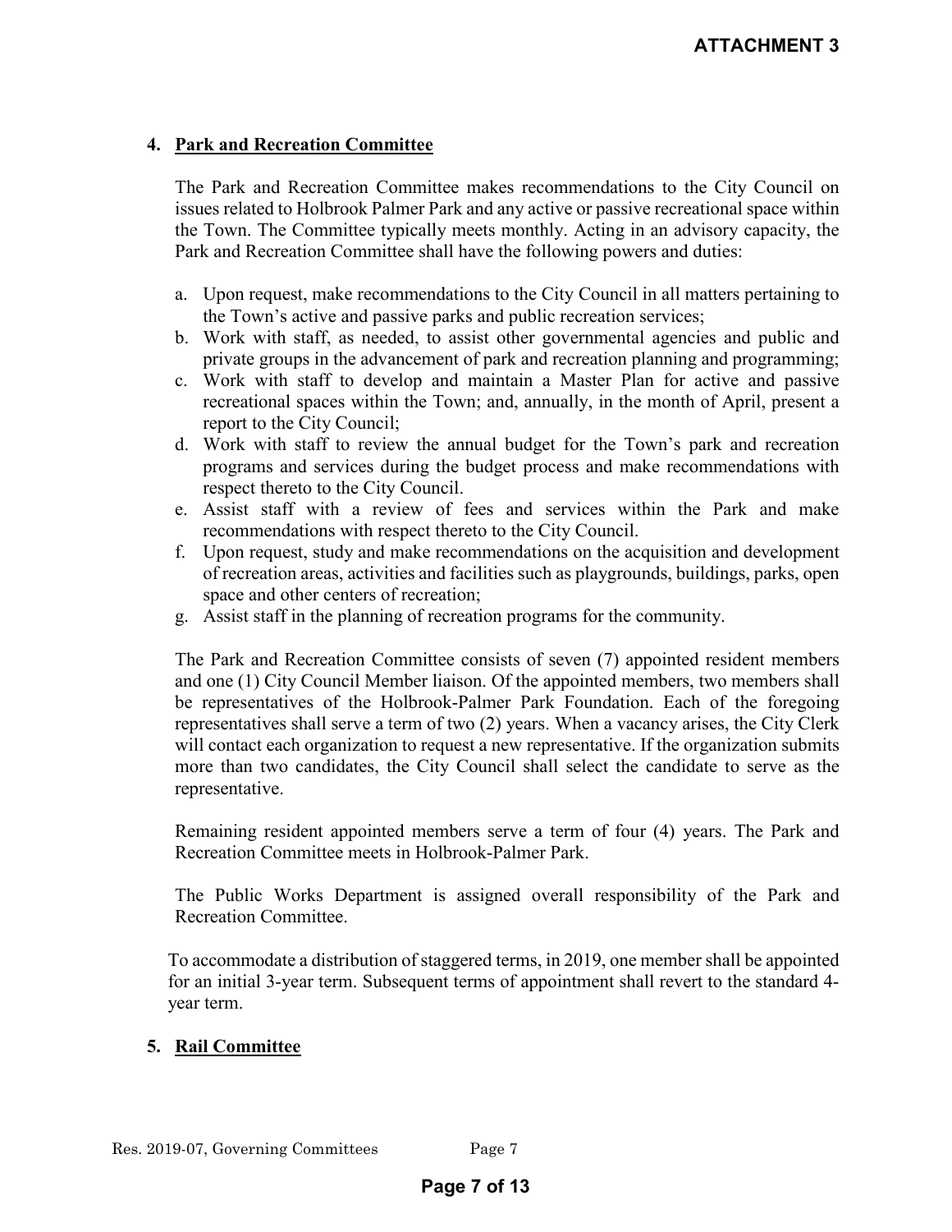**ATTACHMENT 3**

## 4. Park and Recreation Committee

The Park and Recreation Committee makes recommendations to the City Council on issues related to Holbrook Palmer Park and any active or passive recreational space within the Town. The Committee typically meets monthly. Acting in an advisory capacity, the Park and Recreation Committee shall have the following powers and duties:

a. Upon request, make recommendations to the City Council in all matters pertaining to the Town's active and passive parks and public recreation services;
b. Work with staff, as needed, to assist other governmental agencies and public and private groups in the advancement of park and recreation planning and programming;
c. Work with staff to develop and maintain a Master Plan for active and passive recreational spaces within the Town; and, annually, in the month of April, present a report to the City Council;
d. Work with staff to review the annual budget for the Town's park and recreation programs and services during the budget process and make recommendations with respect thereto to the City Council.
e. Assist staff with a review of fees and services within the Park and make recommendations with respect thereto to the City Council.
f. Upon request, study and make recommendations on the acquisition and development of recreation areas, activities and facilities such as playgrounds, buildings, parks, open space and other centers of recreation;
g. Assist staff in the planning of recreation programs for the community.

The Park and Recreation Committee consists of seven (7) appointed resident members and one (1) City Council Member liaison. Of the appointed members, two members shall be representatives of the Holbrook-Palmer Park Foundation. Each of the foregoing representatives shall serve a term of two (2) years. When a vacancy arises, the City Clerk will contact each organization to request a new representative. If the organization submits more than two candidates, the City Council shall select the candidate to serve as the representative.

Remaining resident appointed members serve a term of four (4) years. The Park and Recreation Committee meets in Holbrook-Palmer Park.

The Public Works Department is assigned overall responsibility of the Park and Recreation Committee.

To accommodate a distribution of staggered terms, in 2019, one member shall be appointed for an initial 3-year term. Subsequent terms of appointment shall revert to the standard 4-year term.

## 5. Rail Committee

Res. 2019-07, Governing Committees Page 7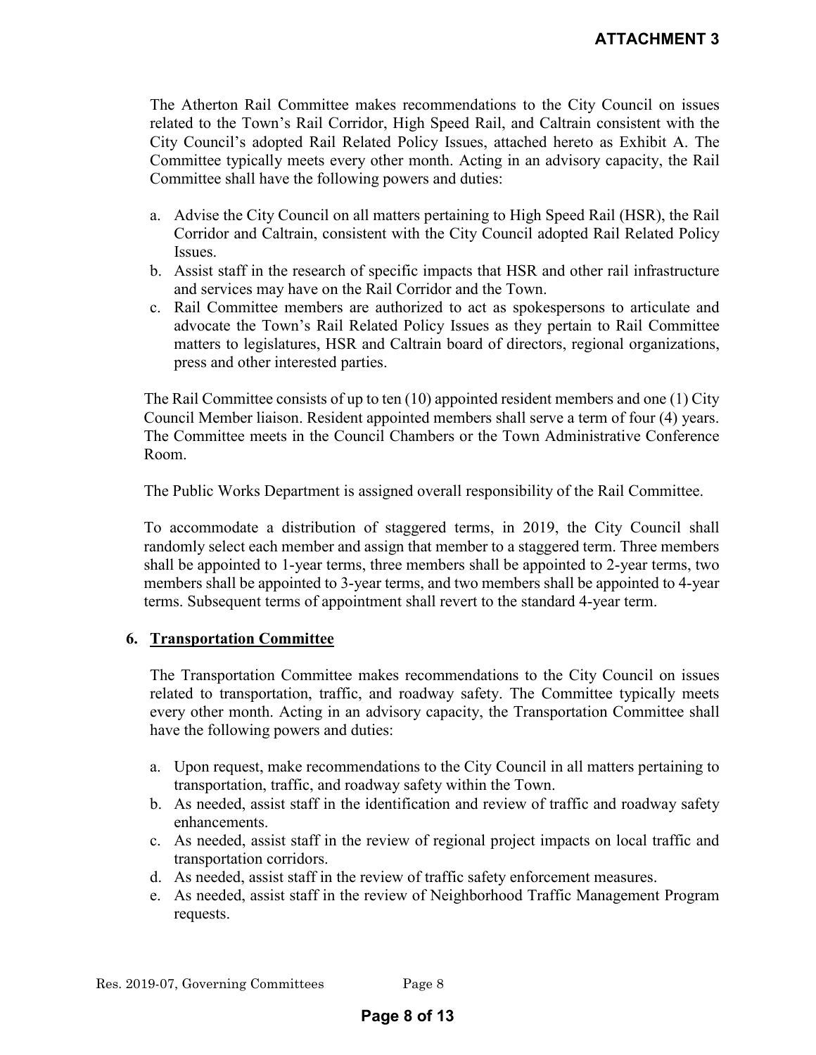The Atherton Rail Committee makes recommendations to the City Council on issues related to the Town's Rail Corridor, High Speed Rail, and Caltrain consistent with the City Council's adopted Rail Related Policy Issues, attached hereto as Exhibit A. The Committee typically meets every other month. Acting in an advisory capacity, the Rail Committee shall have the following powers and duties:

a. Advise the City Council on all matters pertaining to High Speed Rail (HSR), the Rail Corridor and Caltrain, consistent with the City Council adopted Rail Related Policy Issues.
b. Assist staff in the research of specific impacts that HSR and other rail infrastructure and services may have on the Rail Corridor and the Town.
c. Rail Committee members are authorized to act as spokespersons to articulate and advocate the Town's Rail Related Policy Issues as they pertain to Rail Committee matters to legislatures, HSR and Caltrain board of directors, regional organizations, press and other interested parties.

The Rail Committee consists of up to ten (10) appointed resident members and one (1) City Council Member liaison. Resident appointed members shall serve a term of four (4) years. The Committee meets in the Council Chambers or the Town Administrative Conference Room.

The Public Works Department is assigned overall responsibility of the Rail Committee.

To accommodate a distribution of staggered terms, in 2019, the City Council shall randomly select each member and assign that member to a staggered term. Three members shall be appointed to 1-year terms, three members shall be appointed to 2-year terms, two members shall be appointed to 3-year terms, and two members shall be appointed to 4-year terms. Subsequent terms of appointment shall revert to the standard 4-year term.

### 6. Transportation Committee

The Transportation Committee makes recommendations to the City Council on issues related to transportation, traffic, and roadway safety. The Committee typically meets every other month. Acting in an advisory capacity, the Transportation Committee shall have the following powers and duties:

a. Upon request, make recommendations to the City Council in all matters pertaining to transportation, traffic, and roadway safety within the Town.
b. As needed, assist staff in the identification and review of traffic and roadway safety enhancements.
c. As needed, assist staff in the review of regional project impacts on local traffic and transportation corridors.
d. As needed, assist staff in the review of traffic safety enforcement measures.
e. As needed, assist staff in the review of Neighborhood Traffic Management Program requests.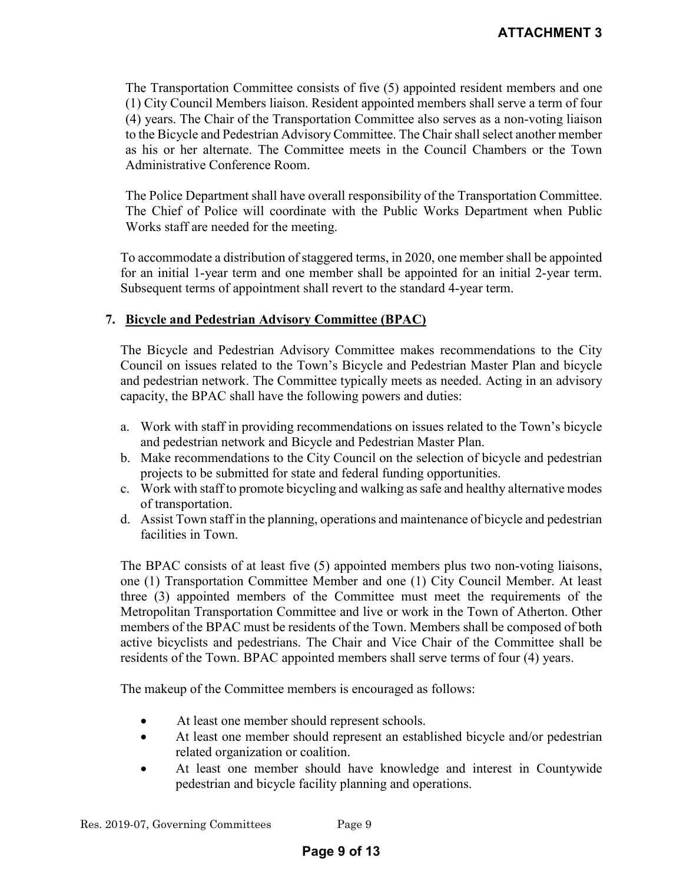The Transportation Committee consists of five (5) appointed resident members and one (1) City Council Members liaison. Resident appointed members shall serve a term of four (4) years. The Chair of the Transportation Committee also serves as a non-voting liaison to the Bicycle and Pedestrian Advisory Committee. The Chair shall select another member as his or her alternate. The Committee meets in the Council Chambers or the Town Administrative Conference Room.

The Police Department shall have overall responsibility of the Transportation Committee. The Chief of Police will coordinate with the Public Works Department when Public Works staff are needed for the meeting.

To accommodate a distribution of staggered terms, in 2020, one member shall be appointed for an initial 1-year term and one member shall be appointed for an initial 2-year term. Subsequent terms of appointment shall revert to the standard 4-year term.

7. **Bicycle and Pedestrian Advisory Committee (BPAC)**

The Bicycle and Pedestrian Advisory Committee makes recommendations to the City Council on issues related to the Town's Bicycle and Pedestrian Master Plan and bicycle and pedestrian network. The Committee typically meets as needed. Acting in an advisory capacity, the BPAC shall have the following powers and duties:

a. Work with staff in providing recommendations on issues related to the Town's bicycle and pedestrian network and Bicycle and Pedestrian Master Plan.
b. Make recommendations to the City Council on the selection of bicycle and pedestrian projects to be submitted for state and federal funding opportunities.
c. Work with staff to promote bicycling and walking as safe and healthy alternative modes of transportation.
d. Assist Town staff in the planning, operations and maintenance of bicycle and pedestrian facilities in Town.

The BPAC consists of at least five (5) appointed members plus two non-voting liaisons, one (1) Transportation Committee Member and one (1) City Council Member. At least three (3) appointed members of the Committee must meet the requirements of the Metropolitan Transportation Committee and live or work in the Town of Atherton. Other members of the BPAC must be residents of the Town. Members shall be composed of both active bicyclists and pedestrians. The Chair and Vice Chair of the Committee shall be residents of the Town. BPAC appointed members shall serve terms of four (4) years.

The makeup of the Committee members is encouraged as follows:

- At least one member should represent schools.
- At least one member should represent an established bicycle and/or pedestrian related organization or coalition.
- At least one member should have knowledge and interest in Countywide pedestrian and bicycle facility planning and operations.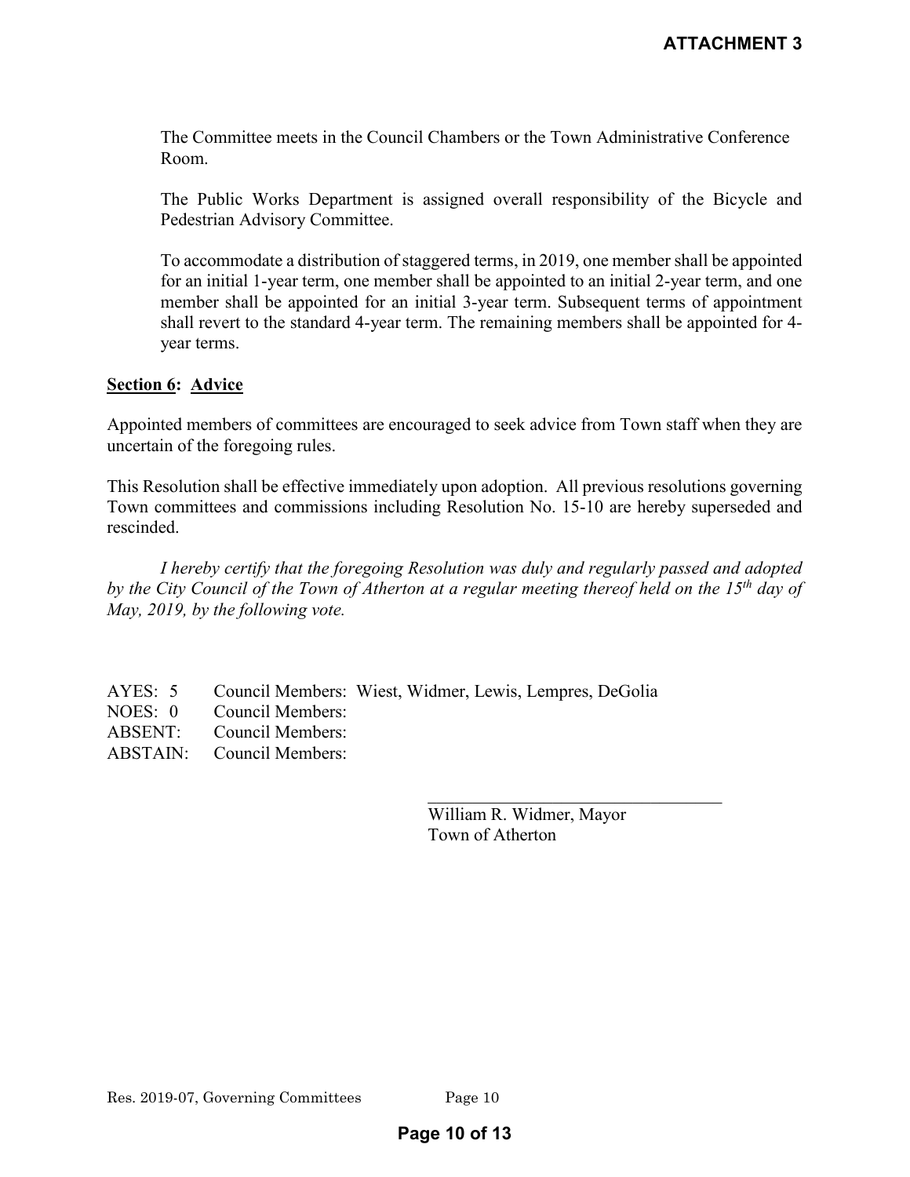The Committee meets in the Council Chambers or the Town Administrative Conference Room.

The Public Works Department is assigned overall responsibility of the Bicycle and Pedestrian Advisory Committee.

To accommodate a distribution of staggered terms, in 2019, one member shall be appointed for an initial 1-year term, one member shall be appointed to an initial 2-year term, and one member shall be appointed for an initial 3-year term. Subsequent terms of appointment shall revert to the standard 4-year term. The remaining members shall be appointed for 4-year terms.

**Section 6: Advice**

Appointed members of committees are encouraged to seek advice from Town staff when they are uncertain of the foregoing rules.

This Resolution shall be effective immediately upon adoption. All previous resolutions governing Town committees and commissions including Resolution No. 15-10 are hereby superseded and rescinded.

*I hereby certify that the foregoing Resolution was duly and regularly passed and adopted by the City Council of the Town of Atherton at a regular meeting thereof held on the 15th day of May, 2019, by the following vote.*

AYES: 5 Council Members: Wiest, Widmer, Lewis, Lempres, DeGolia
NOES: 0 Council Members:
ABSENT: Council Members:
ABSTAIN: Council Members:

\_\_\_\_\_\_\_\_\_\_\_\_\_\_\_\_\_\_\_\_\_\_\_\_\_\_\_\_\_\_\_\_\_\_
William R. Widmer, Mayor
Town of Atherton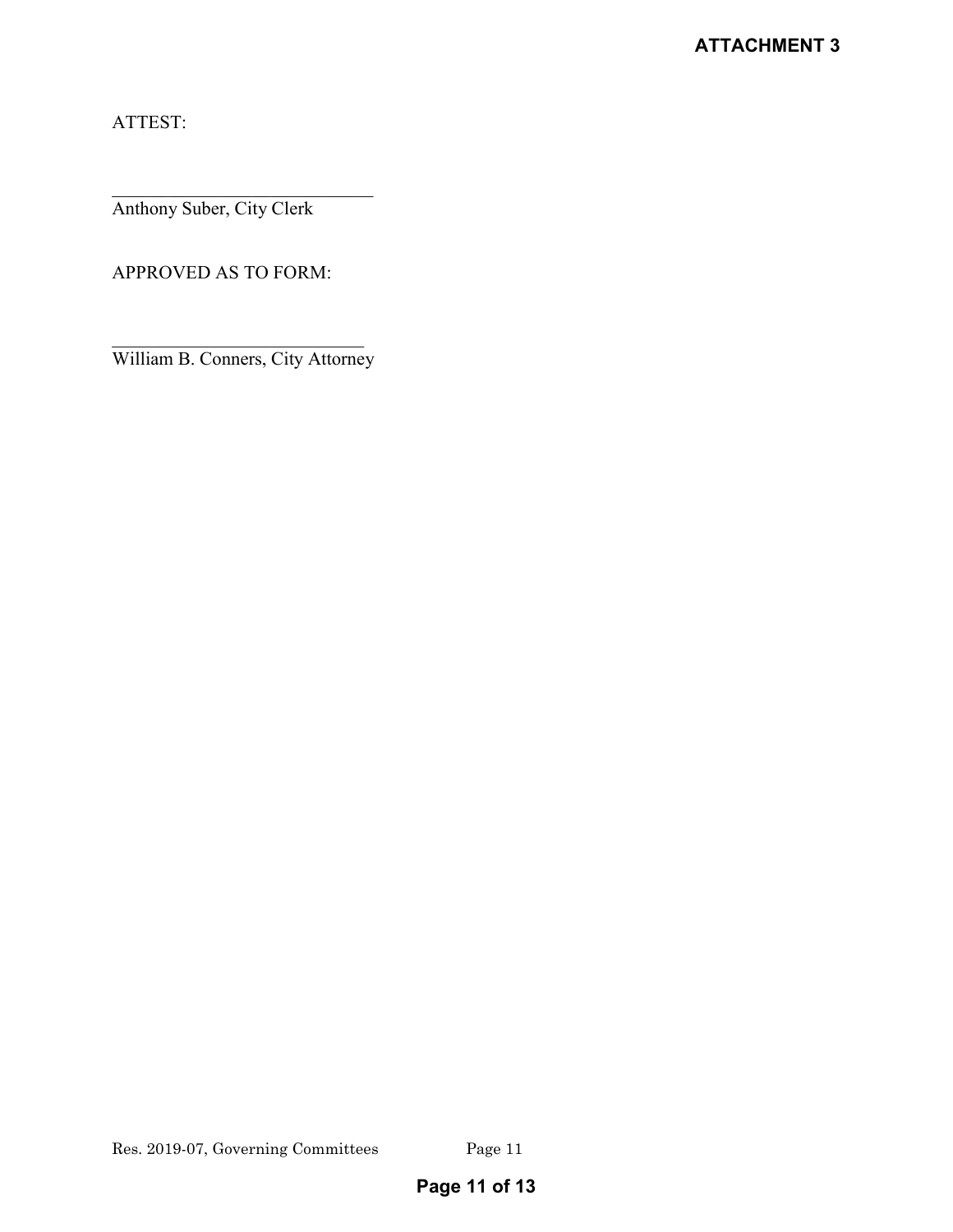ATTEST:

\_\_\_\_\_\_\_\_\_\_\_\_\_\_\_\_\_\_\_\_\_\_\_\_\_\_\_\_\_\_
Anthony Suber, City Clerk

APPROVED AS TO FORM:

\_\_\_\_\_\_\_\_\_\_\_\_\_\_\_\_\_\_\_\_\_\_\_\_\_\_\_\_\_\_
William B. Conners, City Attorney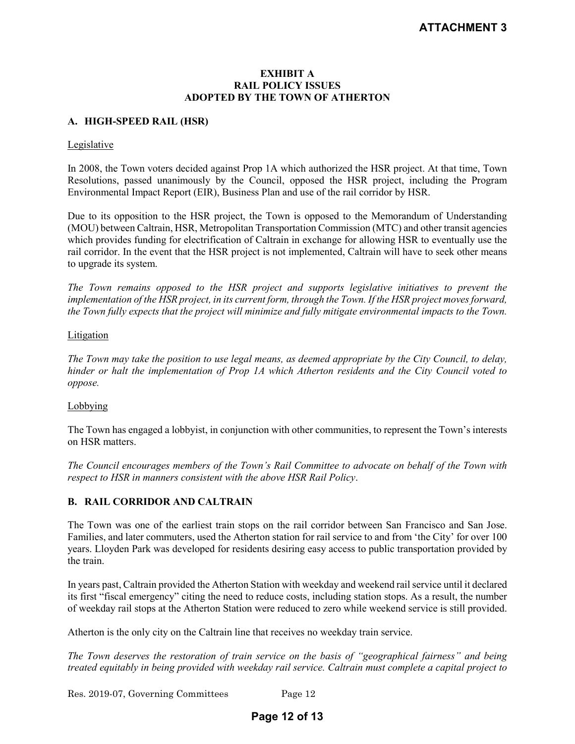**ATTACHMENT 3**

**EXHIBIT A**
**RAIL POLICY ISSUES**
**ADOPTED BY THE TOWN OF ATHERTON**

## A. HIGH-SPEED RAIL (HSR)

Legislative

In 2008, the Town voters decided against Prop 1A which authorized the HSR project. At that time, Town Resolutions, passed unanimously by the Council, opposed the HSR project, including the Program Environmental Impact Report (EIR), Business Plan and use of the rail corridor by HSR.

Due to its opposition to the HSR project, the Town is opposed to the Memorandum of Understanding (MOU) between Caltrain, HSR, Metropolitan Transportation Commission (MTC) and other transit agencies which provides funding for electrification of Caltrain in exchange for allowing HSR to eventually use the rail corridor. In the event that the HSR project is not implemented, Caltrain will have to seek other means to upgrade its system.

*The Town remains opposed to the HSR project and supports legislative initiatives to prevent the implementation of the HSR project, in its current form, through the Town. If the HSR project moves forward, the Town fully expects that the project will minimize and fully mitigate environmental impacts to the Town.*

Litigation

*The Town may take the position to use legal means, as deemed appropriate by the City Council, to delay, hinder or halt the implementation of Prop 1A which Atherton residents and the City Council voted to oppose.*

Lobbying

The Town has engaged a lobbyist, in conjunction with other communities, to represent the Town's interests on HSR matters.

*The Council encourages members of the Town's Rail Committee to advocate on behalf of the Town with respect to HSR in manners consistent with the above HSR Rail Policy*.

## B. RAIL CORRIDOR AND CALTRAIN

The Town was one of the earliest train stops on the rail corridor between San Francisco and San Jose. Families, and later commuters, used the Atherton station for rail service to and from 'the City' for over 100 years. Lloyden Park was developed for residents desiring easy access to public transportation provided by the train.

In years past, Caltrain provided the Atherton Station with weekday and weekend rail service until it declared its first "fiscal emergency" citing the need to reduce costs, including station stops. As a result, the number of weekday rail stops at the Atherton Station were reduced to zero while weekend service is still provided.

Atherton is the only city on the Caltrain line that receives no weekday train service.

*The Town deserves the restoration of train service on the basis of "geographical fairness" and being treated equitably in being provided with weekday rail service. Caltrain must complete a capital project to*

Res. 2019-07, Governing Committees Page 12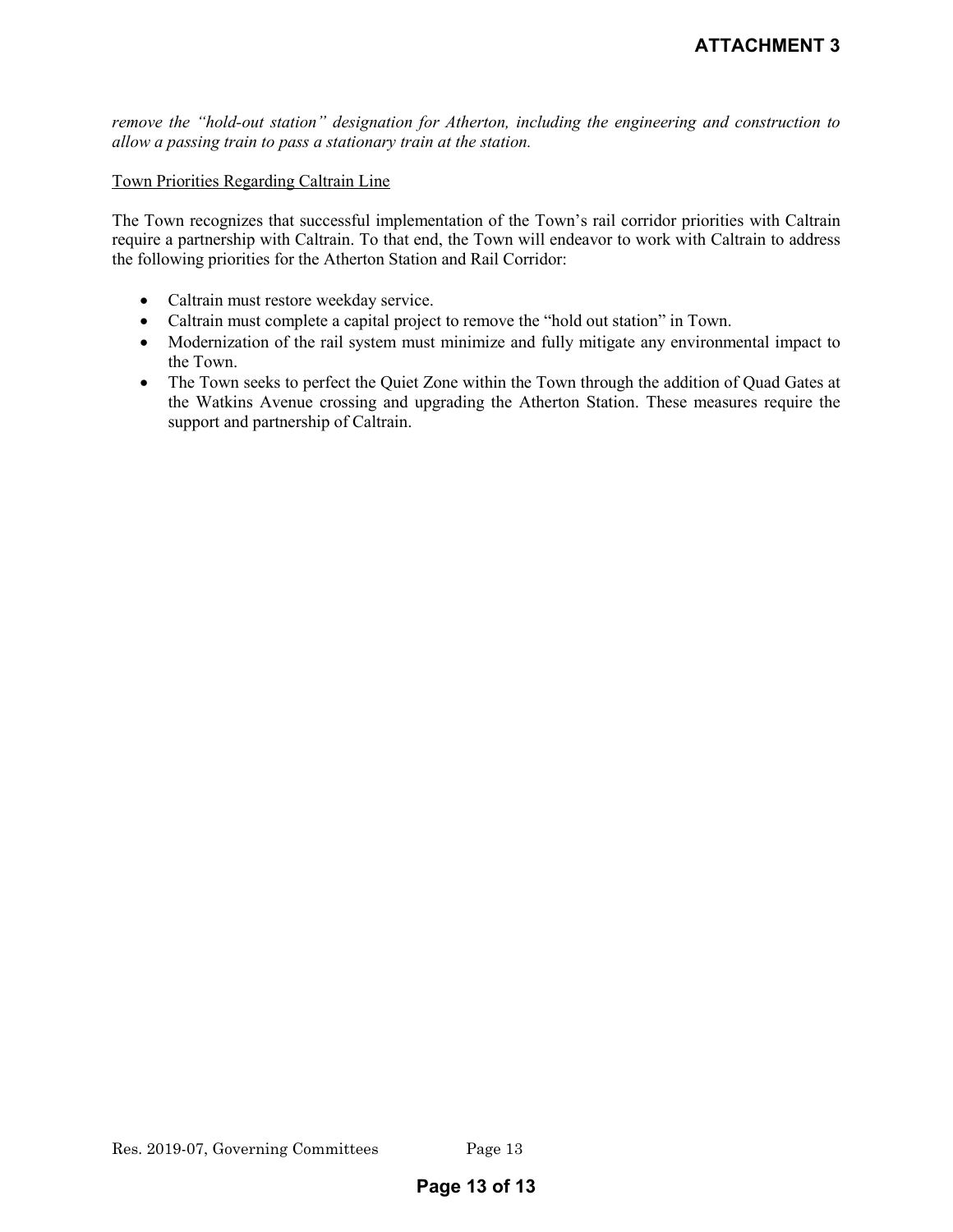*remove the "hold-out station" designation for Atherton, including the engineering and construction to allow a passing train to pass a stationary train at the station.*

Town Priorities Regarding Caltrain Line

The Town recognizes that successful implementation of the Town's rail corridor priorities with Caltrain require a partnership with Caltrain. To that end, the Town will endeavor to work with Caltrain to address the following priorities for the Atherton Station and Rail Corridor:

- Caltrain must restore weekday service.
- Caltrain must complete a capital project to remove the "hold out station" in Town.
- Modernization of the rail system must minimize and fully mitigate any environmental impact to the Town.
- The Town seeks to perfect the Quiet Zone within the Town through the addition of Quad Gates at the Watkins Avenue crossing and upgrading the Atherton Station. These measures require the support and partnership of Caltrain.